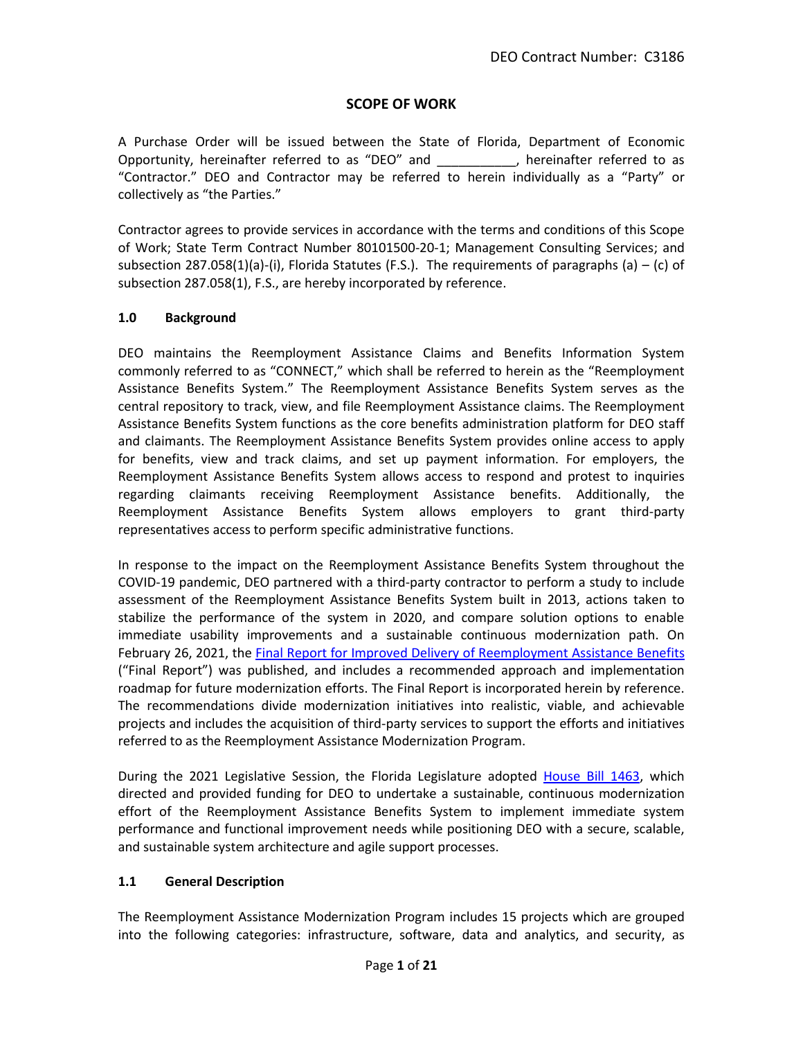DEO Contract Number: C3186

# SCOPE OF WORK

A Purchase Order will be issued between the State of Florida, Department of Economic Opportunity, hereinafter referred to as "DEO" and ___________, hereinafter referred to as "Contractor." DEO and Contractor may be referred to herein individually as a "Party" or collectively as "the Parties."

Contractor agrees to provide services in accordance with the terms and conditions of this Scope of Work; State Term Contract Number 80101500-20-1; Management Consulting Services; and subsection 287.058(1)(a)-(i), Florida Statutes (F.S.). The requirements of paragraphs (a) – (c) of subsection 287.058(1), F.S., are hereby incorporated by reference.

## 1.0 Background

DEO maintains the Reemployment Assistance Claims and Benefits Information System commonly referred to as "CONNECT," which shall be referred to herein as the "Reemployment Assistance Benefits System." The Reemployment Assistance Benefits System serves as the central repository to track, view, and file Reemployment Assistance claims. The Reemployment Assistance Benefits System functions as the core benefits administration platform for DEO staff and claimants. The Reemployment Assistance Benefits System provides online access to apply for benefits, view and track claims, and set up payment information. For employers, the Reemployment Assistance Benefits System allows access to respond and protest to inquiries regarding claimants receiving Reemployment Assistance benefits. Additionally, the Reemployment Assistance Benefits System allows employers to grant third-party representatives access to perform specific administrative functions.

In response to the impact on the Reemployment Assistance Benefits System throughout the COVID-19 pandemic, DEO partnered with a third-party contractor to perform a study to include assessment of the Reemployment Assistance Benefits System built in 2013, actions taken to stabilize the performance of the system in 2020, and compare solution options to enable immediate usability improvements and a sustainable continuous modernization path. On February 26, 2021, the Final Report for Improved Delivery of Reemployment Assistance Benefits ("Final Report") was published, and includes a recommended approach and implementation roadmap for future modernization efforts. The Final Report is incorporated herein by reference. The recommendations divide modernization initiatives into realistic, viable, and achievable projects and includes the acquisition of third-party services to support the efforts and initiatives referred to as the Reemployment Assistance Modernization Program.

During the 2021 Legislative Session, the Florida Legislature adopted House Bill 1463, which directed and provided funding for DEO to undertake a sustainable, continuous modernization effort of the Reemployment Assistance Benefits System to implement immediate system performance and functional improvement needs while positioning DEO with a secure, scalable, and sustainable system architecture and agile support processes.

## 1.1 General Description

The Reemployment Assistance Modernization Program includes 15 projects which are grouped into the following categories: infrastructure, software, data and analytics, and security, as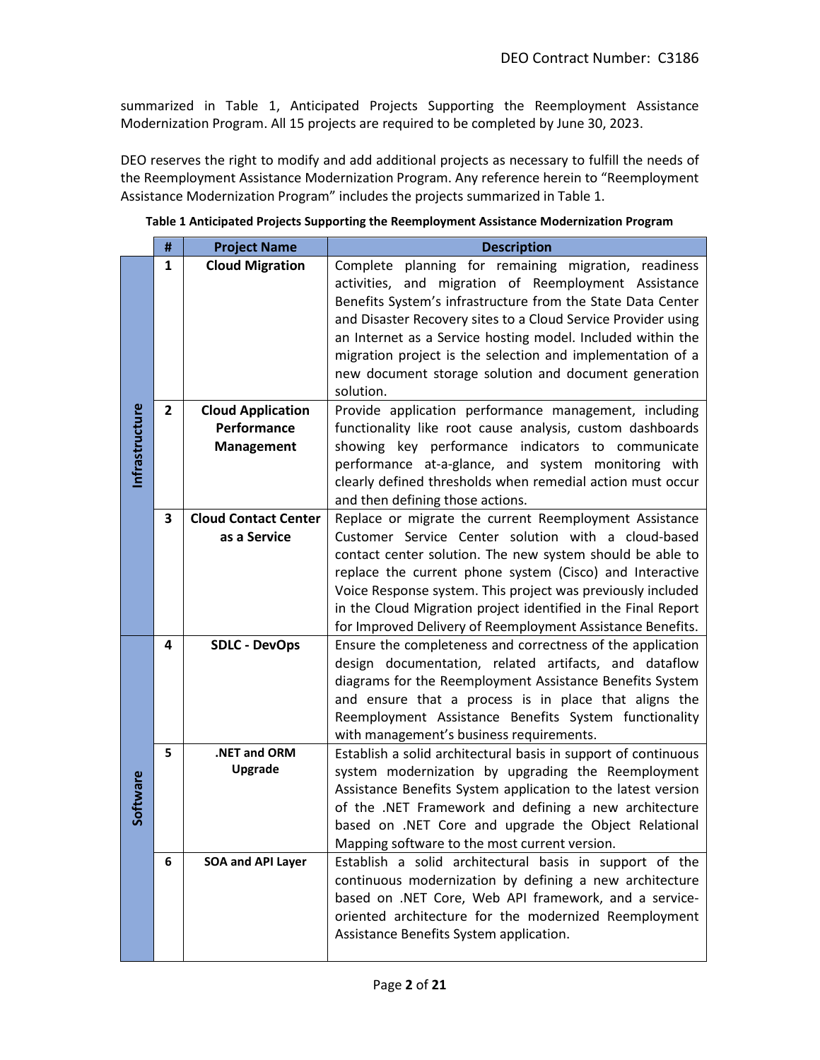summarized in Table 1, Anticipated Projects Supporting the Reemployment Assistance Modernization Program. All 15 projects are required to be completed by June 30, 2023.

DEO reserves the right to modify and add additional projects as necessary to fulfill the needs of the Reemployment Assistance Modernization Program. Any reference herein to "Reemployment Assistance Modernization Program" includes the projects summarized in Table 1.

**Table 1 Anticipated Projects Supporting the Reemployment Assistance Modernization Program**

| | # | Project Name | Description |
|---|---|---|---|
| Infrastructure | 1 | **Cloud Migration** | Complete planning for remaining migration, readiness activities, and migration of Reemployment Assistance Benefits System's infrastructure from the State Data Center and Disaster Recovery sites to a Cloud Service Provider using an Internet as a Service hosting model. Included within the migration project is the selection and implementation of a new document storage solution and document generation solution. |
| | 2 | **Cloud Application Performance Management** | Provide application performance management, including functionality like root cause analysis, custom dashboards showing key performance indicators to communicate performance at-a-glance, and system monitoring with clearly defined thresholds when remedial action must occur and then defining those actions. |
| | 3 | **Cloud Contact Center as a Service** | Replace or migrate the current Reemployment Assistance Customer Service Center solution with a cloud-based contact center solution. The new system should be able to replace the current phone system (Cisco) and Interactive Voice Response system. This project was previously included in the Cloud Migration project identified in the Final Report for Improved Delivery of Reemployment Assistance Benefits. |
| Software | 4 | **SDLC - DevOps** | Ensure the completeness and correctness of the application design documentation, related artifacts, and dataflow diagrams for the Reemployment Assistance Benefits System and ensure that a process is in place that aligns the Reemployment Assistance Benefits System functionality with management's business requirements. |
| | 5 | **.NET and ORM Upgrade** | Establish a solid architectural basis in support of continuous system modernization by upgrading the Reemployment Assistance Benefits System application to the latest version of the .NET Framework and defining a new architecture based on .NET Core and upgrade the Object Relational Mapping software to the most current version. |
| | 6 | **SOA and API Layer** | Establish a solid architectural basis in support of the continuous modernization by defining a new architecture based on .NET Core, Web API framework, and a service-oriented architecture for the modernized Reemployment Assistance Benefits System application. |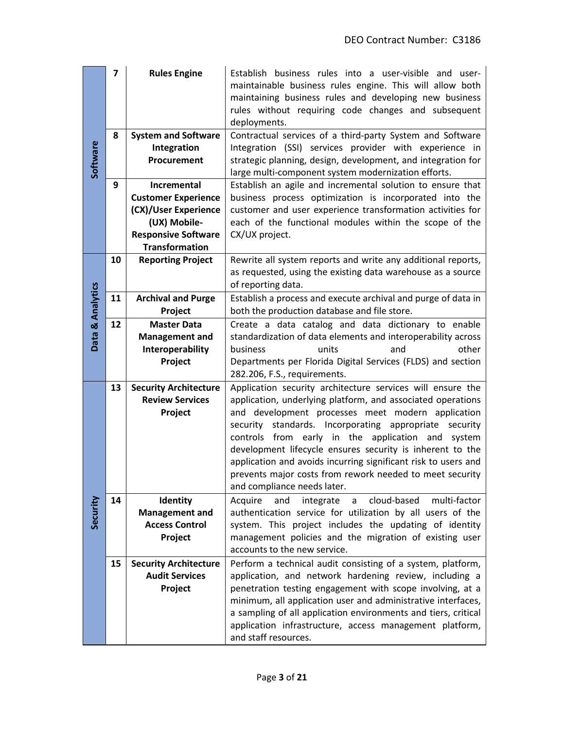| | # | Project | Description |
|---|---|---|---|
| **Software** | 7 | **Rules Engine** | Establish business rules into a user-visible and user-maintainable business rules engine. This will allow both maintaining business rules and developing new business rules without requiring code changes and subsequent deployments. |
| | 8 | **System and Software Integration Procurement** | Contractual services of a third-party System and Software Integration (SSI) services provider with experience in strategic planning, design, development, and integration for large multi-component system modernization efforts. |
| | 9 | **Incremental Customer Experience (CX)/User Experience (UX) Mobile-Responsive Software Transformation** | Establish an agile and incremental solution to ensure that business process optimization is incorporated into the customer and user experience transformation activities for each of the functional modules within the scope of the CX/UX project. |
| **Data & Analytics** | 10 | **Reporting Project** | Rewrite all system reports and write any additional reports, as requested, using the existing data warehouse as a source of reporting data. |
| | 11 | **Archival and Purge Project** | Establish a process and execute archival and purge of data in both the production database and file store. |
| | 12 | **Master Data Management and Interoperability Project** | Create a data catalog and data dictionary to enable standardization of data elements and interoperability across business units and other Departments per Florida Digital Services (FLDS) and section 282.206, F.S., requirements. |
| **Security** | 13 | **Security Architecture Review Services Project** | Application security architecture services will ensure the application, underlying platform, and associated operations and development processes meet modern application security standards. Incorporating appropriate security controls from early in the application and system development lifecycle ensures security is inherent to the application and avoids incurring significant risk to users and prevents major costs from rework needed to meet security and compliance needs later. |
| | 14 | **Identity Management and Access Control Project** | Acquire and integrate a cloud-based multi-factor authentication service for utilization by all users of the system. This project includes the updating of identity management policies and the migration of existing user accounts to the new service. |
| | 15 | **Security Architecture Audit Services Project** | Perform a technical audit consisting of a system, platform, application, and network hardening review, including a penetration testing engagement with scope involving, at a minimum, all application user and administrative interfaces, a sampling of all application environments and tiers, critical application infrastructure, access management platform, and staff resources. |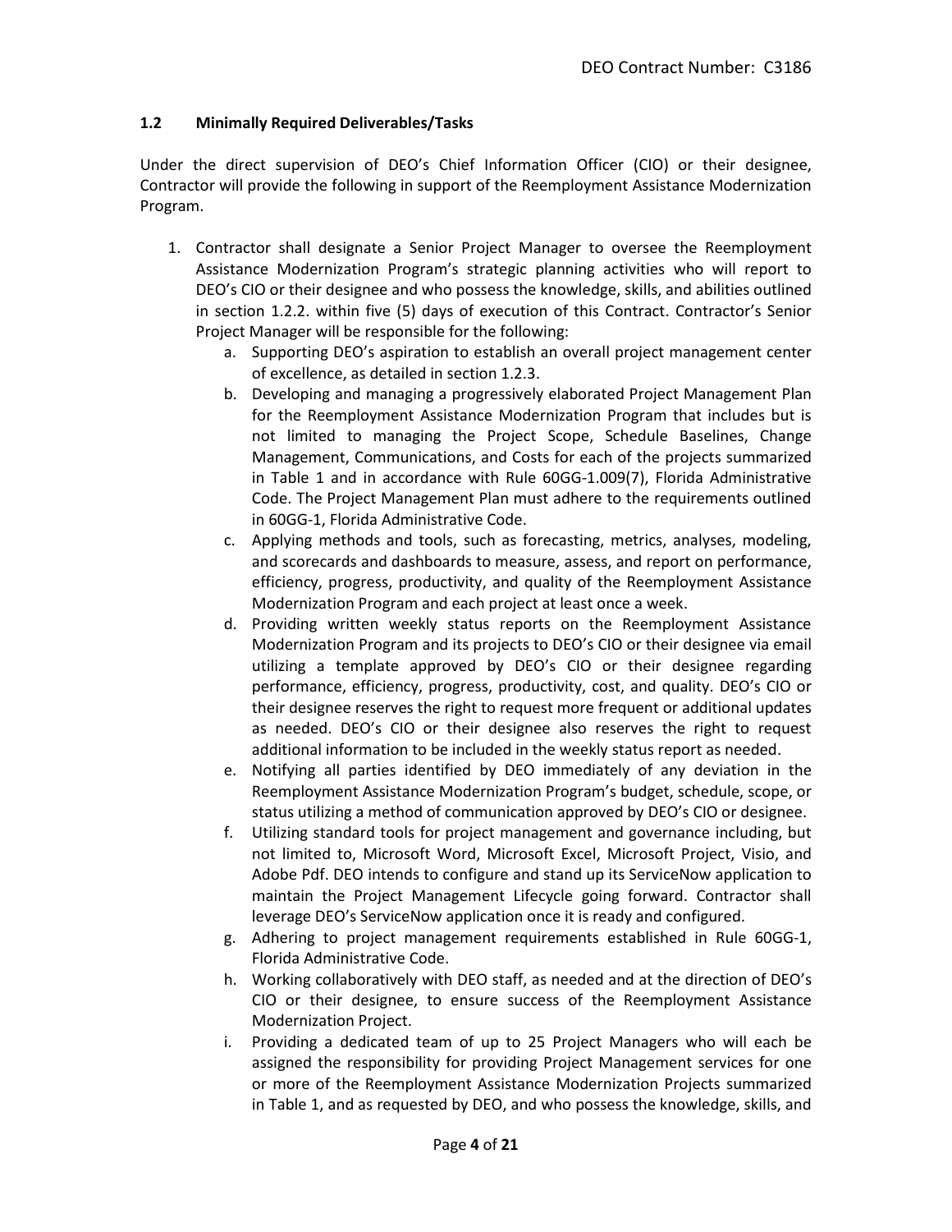### 1.2 Minimally Required Deliverables/Tasks

Under the direct supervision of DEO's Chief Information Officer (CIO) or their designee, Contractor will provide the following in support of the Reemployment Assistance Modernization Program.

1. Contractor shall designate a Senior Project Manager to oversee the Reemployment Assistance Modernization Program's strategic planning activities who will report to DEO's CIO or their designee and who possess the knowledge, skills, and abilities outlined in section 1.2.2. within five (5) days of execution of this Contract. Contractor's Senior Project Manager will be responsible for the following:
    a. Supporting DEO's aspiration to establish an overall project management center of excellence, as detailed in section 1.2.3.
    b. Developing and managing a progressively elaborated Project Management Plan for the Reemployment Assistance Modernization Program that includes but is not limited to managing the Project Scope, Schedule Baselines, Change Management, Communications, and Costs for each of the projects summarized in Table 1 and in accordance with Rule 60GG-1.009(7), Florida Administrative Code. The Project Management Plan must adhere to the requirements outlined in 60GG-1, Florida Administrative Code.
    c. Applying methods and tools, such as forecasting, metrics, analyses, modeling, and scorecards and dashboards to measure, assess, and report on performance, efficiency, progress, productivity, and quality of the Reemployment Assistance Modernization Program and each project at least once a week.
    d. Providing written weekly status reports on the Reemployment Assistance Modernization Program and its projects to DEO's CIO or their designee via email utilizing a template approved by DEO's CIO or their designee regarding performance, efficiency, progress, productivity, cost, and quality. DEO's CIO or their designee reserves the right to request more frequent or additional updates as needed. DEO's CIO or their designee also reserves the right to request additional information to be included in the weekly status report as needed.
    e. Notifying all parties identified by DEO immediately of any deviation in the Reemployment Assistance Modernization Program's budget, schedule, scope, or status utilizing a method of communication approved by DEO's CIO or designee.
    f. Utilizing standard tools for project management and governance including, but not limited to, Microsoft Word, Microsoft Excel, Microsoft Project, Visio, and Adobe Pdf. DEO intends to configure and stand up its ServiceNow application to maintain the Project Management Lifecycle going forward. Contractor shall leverage DEO's ServiceNow application once it is ready and configured.
    g. Adhering to project management requirements established in Rule 60GG-1, Florida Administrative Code.
    h. Working collaboratively with DEO staff, as needed and at the direction of DEO's CIO or their designee, to ensure success of the Reemployment Assistance Modernization Project.
    i. Providing a dedicated team of up to 25 Project Managers who will each be assigned the responsibility for providing Project Management services for one or more of the Reemployment Assistance Modernization Projects summarized in Table 1, and as requested by DEO, and who possess the knowledge, skills, and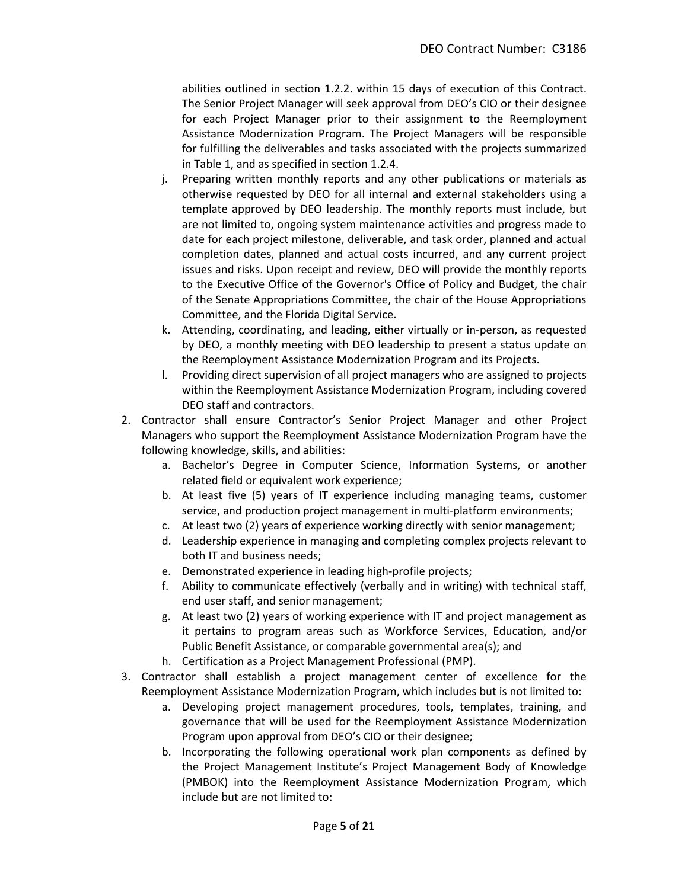abilities outlined in section 1.2.2. within 15 days of execution of this Contract. The Senior Project Manager will seek approval from DEO's CIO or their designee for each Project Manager prior to their assignment to the Reemployment Assistance Modernization Program. The Project Managers will be responsible for fulfilling the deliverables and tasks associated with the projects summarized in Table 1, and as specified in section 1.2.4.

   j. Preparing written monthly reports and any other publications or materials as otherwise requested by DEO for all internal and external stakeholders using a template approved by DEO leadership. The monthly reports must include, but are not limited to, ongoing system maintenance activities and progress made to date for each project milestone, deliverable, and task order, planned and actual completion dates, planned and actual costs incurred, and any current project issues and risks. Upon receipt and review, DEO will provide the monthly reports to the Executive Office of the Governor's Office of Policy and Budget, the chair of the Senate Appropriations Committee, the chair of the House Appropriations Committee, and the Florida Digital Service.
   k. Attending, coordinating, and leading, either virtually or in-person, as requested by DEO, a monthly meeting with DEO leadership to present a status update on the Reemployment Assistance Modernization Program and its Projects.
   l. Providing direct supervision of all project managers who are assigned to projects within the Reemployment Assistance Modernization Program, including covered DEO staff and contractors.

2. Contractor shall ensure Contractor's Senior Project Manager and other Project Managers who support the Reemployment Assistance Modernization Program have the following knowledge, skills, and abilities:
   a. Bachelor's Degree in Computer Science, Information Systems, or another related field or equivalent work experience;
   b. At least five (5) years of IT experience including managing teams, customer service, and production project management in multi-platform environments;
   c. At least two (2) years of experience working directly with senior management;
   d. Leadership experience in managing and completing complex projects relevant to both IT and business needs;
   e. Demonstrated experience in leading high-profile projects;
   f. Ability to communicate effectively (verbally and in writing) with technical staff, end user staff, and senior management;
   g. At least two (2) years of working experience with IT and project management as it pertains to program areas such as Workforce Services, Education, and/or Public Benefit Assistance, or comparable governmental area(s); and
   h. Certification as a Project Management Professional (PMP).

3. Contractor shall establish a project management center of excellence for the Reemployment Assistance Modernization Program, which includes but is not limited to:
   a. Developing project management procedures, tools, templates, training, and governance that will be used for the Reemployment Assistance Modernization Program upon approval from DEO's CIO or their designee;
   b. Incorporating the following operational work plan components as defined by the Project Management Institute's Project Management Body of Knowledge (PMBOK) into the Reemployment Assistance Modernization Program, which include but are not limited to: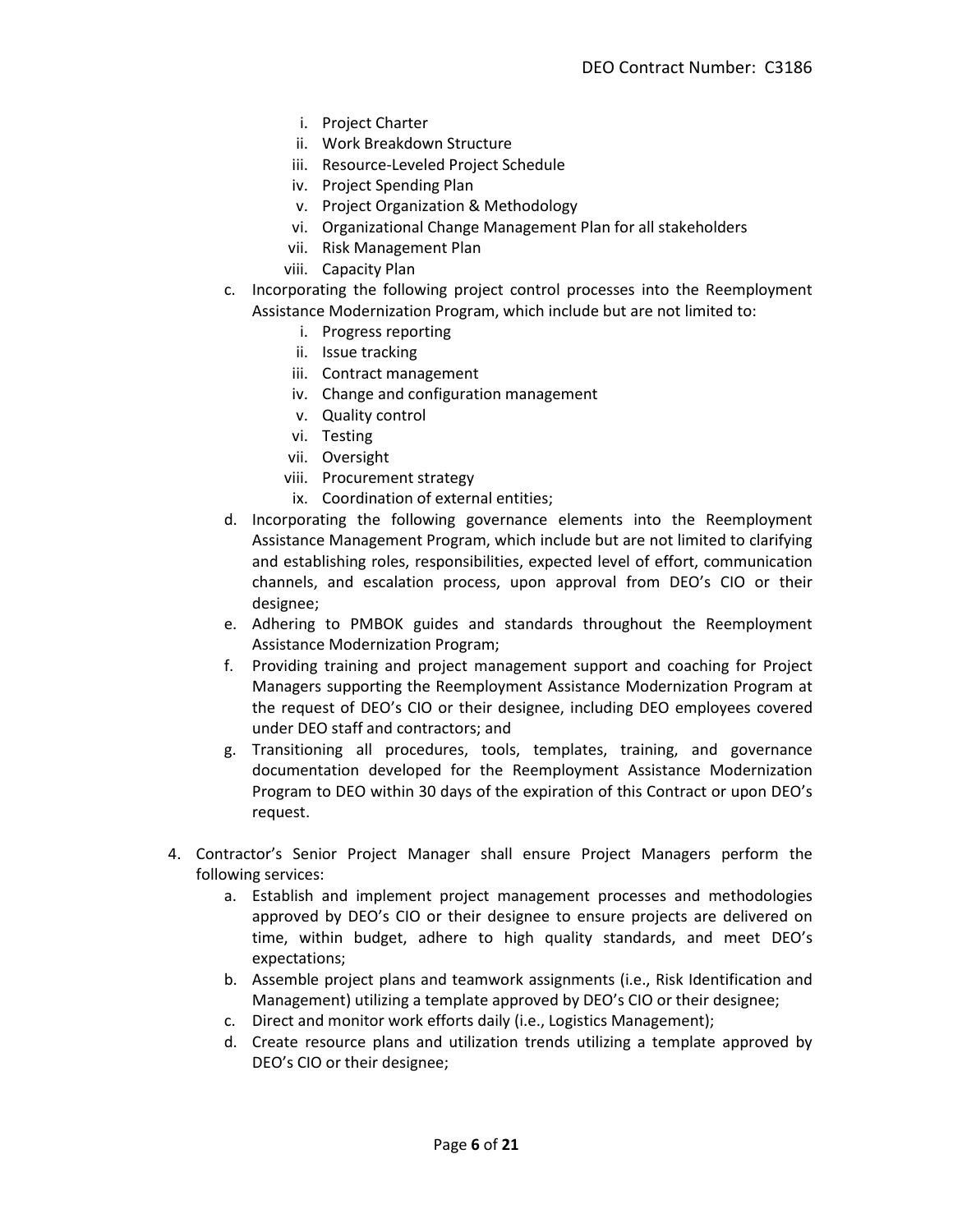i. Project Charter
ii. Work Breakdown Structure
iii. Resource-Leveled Project Schedule
iv. Project Spending Plan
v. Project Organization & Methodology
vi. Organizational Change Management Plan for all stakeholders
vii. Risk Management Plan
viii. Capacity Plan

c. Incorporating the following project control processes into the Reemployment Assistance Modernization Program, which include but are not limited to:
   i. Progress reporting
   ii. Issue tracking
   iii. Contract management
   iv. Change and configuration management
   v. Quality control
   vi. Testing
   vii. Oversight
   viii. Procurement strategy
   ix. Coordination of external entities;
d. Incorporating the following governance elements into the Reemployment Assistance Management Program, which include but are not limited to clarifying and establishing roles, responsibilities, expected level of effort, communication channels, and escalation process, upon approval from DEO's CIO or their designee;
e. Adhering to PMBOK guides and standards throughout the Reemployment Assistance Modernization Program;
f. Providing training and project management support and coaching for Project Managers supporting the Reemployment Assistance Modernization Program at the request of DEO's CIO or their designee, including DEO employees covered under DEO staff and contractors; and
g. Transitioning all procedures, tools, templates, training, and governance documentation developed for the Reemployment Assistance Modernization Program to DEO within 30 days of the expiration of this Contract or upon DEO's request.

4. Contractor's Senior Project Manager shall ensure Project Managers perform the following services:
   a. Establish and implement project management processes and methodologies approved by DEO's CIO or their designee to ensure projects are delivered on time, within budget, adhere to high quality standards, and meet DEO's expectations;
   b. Assemble project plans and teamwork assignments (i.e., Risk Identification and Management) utilizing a template approved by DEO's CIO or their designee;
   c. Direct and monitor work efforts daily (i.e., Logistics Management);
   d. Create resource plans and utilization trends utilizing a template approved by DEO's CIO or their designee;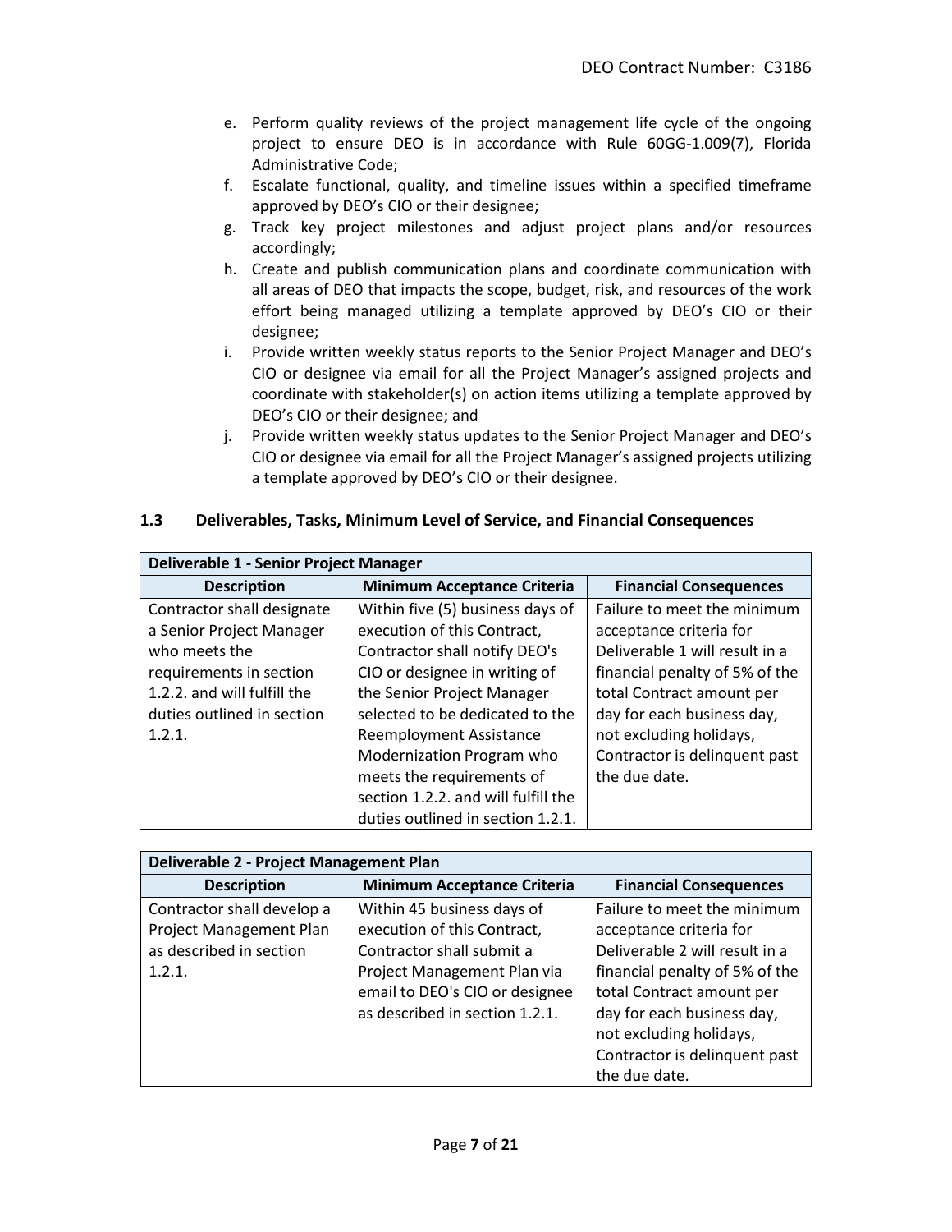e. Perform quality reviews of the project management life cycle of the ongoing project to ensure DEO is in accordance with Rule 60GG-1.009(7), Florida Administrative Code;
f. Escalate functional, quality, and timeline issues within a specified timeframe approved by DEO's CIO or their designee;
g. Track key project milestones and adjust project plans and/or resources accordingly;
h. Create and publish communication plans and coordinate communication with all areas of DEO that impacts the scope, budget, risk, and resources of the work effort being managed utilizing a template approved by DEO's CIO or their designee;
i. Provide written weekly status reports to the Senior Project Manager and DEO's CIO or designee via email for all the Project Manager's assigned projects and coordinate with stakeholder(s) on action items utilizing a template approved by DEO's CIO or their designee; and
j. Provide written weekly status updates to the Senior Project Manager and DEO's CIO or designee via email for all the Project Manager's assigned projects utilizing a template approved by DEO's CIO or their designee.

### 1.3 Deliverables, Tasks, Minimum Level of Service, and Financial Consequences

| **Deliverable 1 - Senior Project Manager** | | |
|---|---|---|
| **Description** | **Minimum Acceptance Criteria** | **Financial Consequences** |
| Contractor shall designate a Senior Project Manager who meets the requirements in section 1.2.2. and will fulfill the duties outlined in section 1.2.1. | Within five (5) business days of execution of this Contract, Contractor shall notify DEO's CIO or designee in writing of the Senior Project Manager selected to be dedicated to the Reemployment Assistance Modernization Program who meets the requirements of section 1.2.2. and will fulfill the duties outlined in section 1.2.1. | Failure to meet the minimum acceptance criteria for Deliverable 1 will result in a financial penalty of 5% of the total Contract amount per day for each business day, not excluding holidays, Contractor is delinquent past the due date. |

| **Deliverable 2 - Project Management Plan** | | |
|---|---|---|
| **Description** | **Minimum Acceptance Criteria** | **Financial Consequences** |
| Contractor shall develop a Project Management Plan as described in section 1.2.1. | Within 45 business days of execution of this Contract, Contractor shall submit a Project Management Plan via email to DEO's CIO or designee as described in section 1.2.1. | Failure to meet the minimum acceptance criteria for Deliverable 2 will result in a financial penalty of 5% of the total Contract amount per day for each business day, not excluding holidays, Contractor is delinquent past the due date. |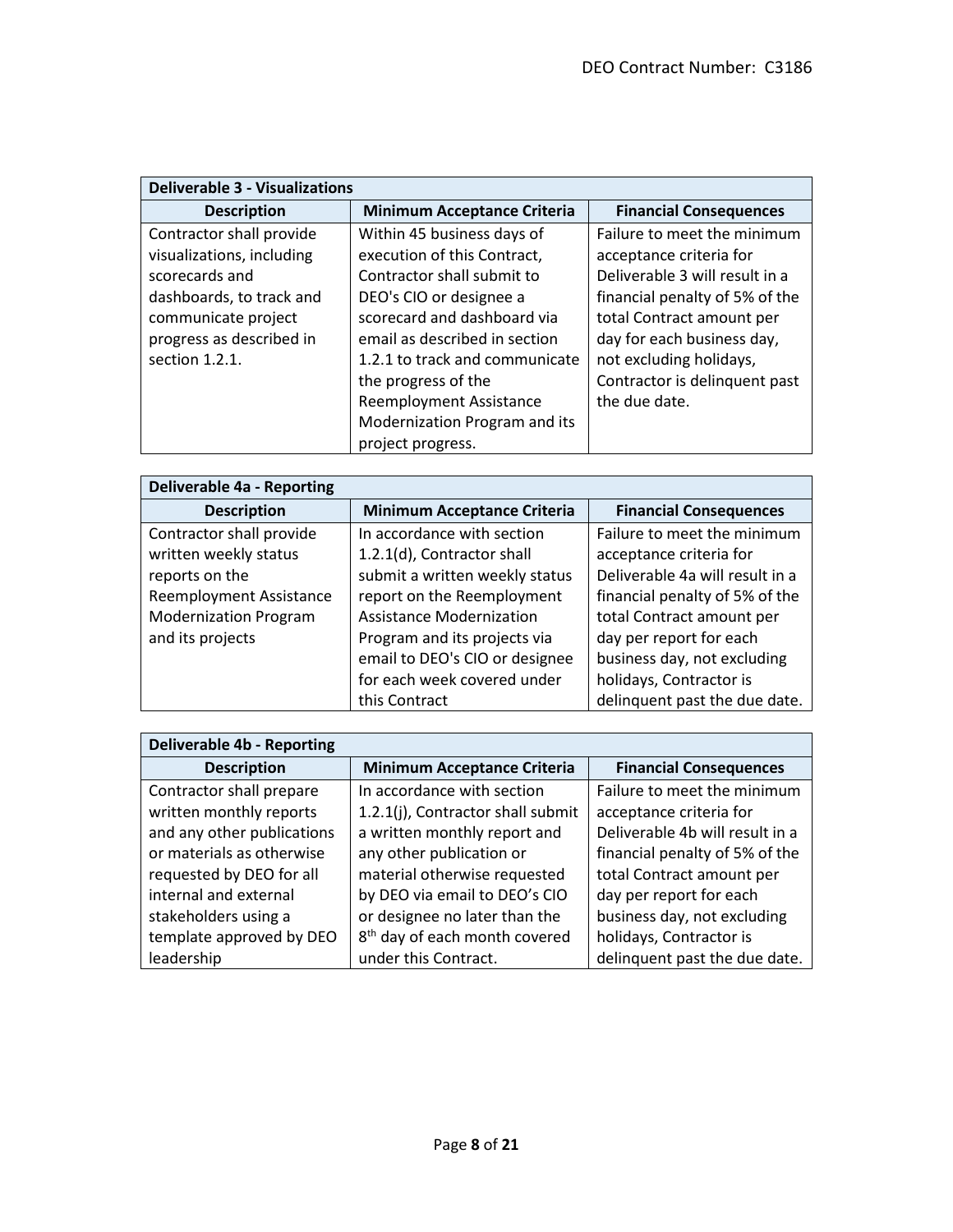| Deliverable 3 - Visualizations | | |
|---|---|---|
| **Description** | **Minimum Acceptance Criteria** | **Financial Consequences** |
| Contractor shall provide visualizations, including scorecards and dashboards, to track and communicate project progress as described in section 1.2.1. | Within 45 business days of execution of this Contract, Contractor shall submit to DEO's CIO or designee a scorecard and dashboard via email as described in section 1.2.1 to track and communicate the progress of the Reemployment Assistance Modernization Program and its project progress. | Failure to meet the minimum acceptance criteria for Deliverable 3 will result in a financial penalty of 5% of the total Contract amount per day for each business day, not excluding holidays, Contractor is delinquent past the due date. |

| Deliverable 4a - Reporting | | |
|---|---|---|
| **Description** | **Minimum Acceptance Criteria** | **Financial Consequences** |
| Contractor shall provide written weekly status reports on the Reemployment Assistance Modernization Program and its projects | In accordance with section 1.2.1(d), Contractor shall submit a written weekly status report on the Reemployment Assistance Modernization Program and its projects via email to DEO's CIO or designee for each week covered under this Contract | Failure to meet the minimum acceptance criteria for Deliverable 4a will result in a financial penalty of 5% of the total Contract amount per day per report for each business day, not excluding holidays, Contractor is delinquent past the due date. |

| Deliverable 4b - Reporting | | |
|---|---|---|
| **Description** | **Minimum Acceptance Criteria** | **Financial Consequences** |
| Contractor shall prepare written monthly reports and any other publications or materials as otherwise requested by DEO for all internal and external stakeholders using a template approved by DEO leadership | In accordance with section 1.2.1(j), Contractor shall submit a written monthly report and any other publication or material otherwise requested by DEO via email to DEO's CIO or designee no later than the 8th day of each month covered under this Contract. | Failure to meet the minimum acceptance criteria for Deliverable 4b will result in a financial penalty of 5% of the total Contract amount per day per report for each business day, not excluding holidays, Contractor is delinquent past the due date. |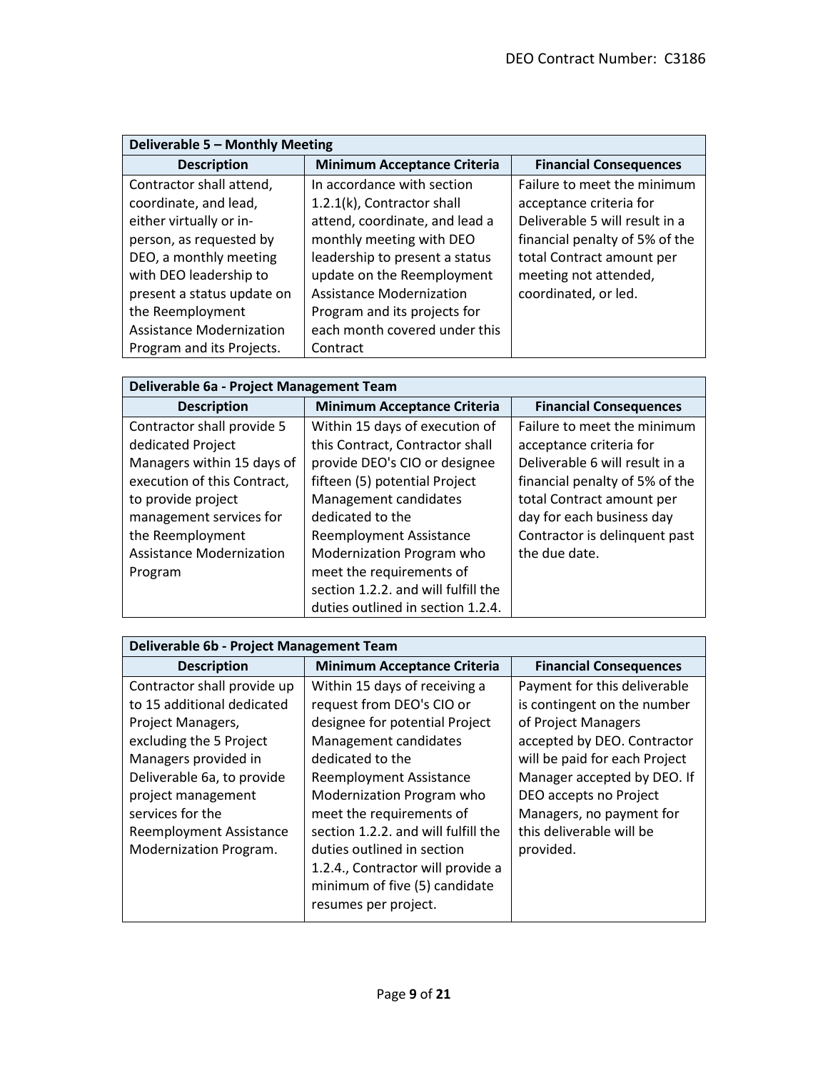| Deliverable 5 – Monthly Meeting | | |
|---|---|---|
| **Description** | **Minimum Acceptance Criteria** | **Financial Consequences** |
| Contractor shall attend, coordinate, and lead, either virtually or in-person, as requested by DEO, a monthly meeting with DEO leadership to present a status update on the Reemployment Assistance Modernization Program and its Projects. | In accordance with section 1.2.1(k), Contractor shall attend, coordinate, and lead a monthly meeting with DEO leadership to present a status update on the Reemployment Assistance Modernization Program and its projects for each month covered under this Contract | Failure to meet the minimum acceptance criteria for Deliverable 5 will result in a financial penalty of 5% of the total Contract amount per meeting not attended, coordinated, or led. |

| Deliverable 6a - Project Management Team | | |
|---|---|---|
| **Description** | **Minimum Acceptance Criteria** | **Financial Consequences** |
| Contractor shall provide 5 dedicated Project Managers within 15 days of execution of this Contract, to provide project management services for the Reemployment Assistance Modernization Program | Within 15 days of execution of this Contract, Contractor shall provide DEO's CIO or designee fifteen (5) potential Project Management candidates dedicated to the Reemployment Assistance Modernization Program who meet the requirements of section 1.2.2. and will fulfill the duties outlined in section 1.2.4. | Failure to meet the minimum acceptance criteria for Deliverable 6 will result in a financial penalty of 5% of the total Contract amount per day for each business day Contractor is delinquent past the due date. |

| Deliverable 6b - Project Management Team | | |
|---|---|---|
| **Description** | **Minimum Acceptance Criteria** | **Financial Consequences** |
| Contractor shall provide up to 15 additional dedicated Project Managers, excluding the 5 Project Managers provided in Deliverable 6a, to provide project management services for the Reemployment Assistance Modernization Program. | Within 15 days of receiving a request from DEO's CIO or designee for potential Project Management candidates dedicated to the Reemployment Assistance Modernization Program who meet the requirements of section 1.2.2. and will fulfill the duties outlined in section 1.2.4., Contractor will provide a minimum of five (5) candidate resumes per project. | Payment for this deliverable is contingent on the number of Project Managers accepted by DEO. Contractor will be paid for each Project Manager accepted by DEO. If DEO accepts no Project Managers, no payment for this deliverable will be provided. |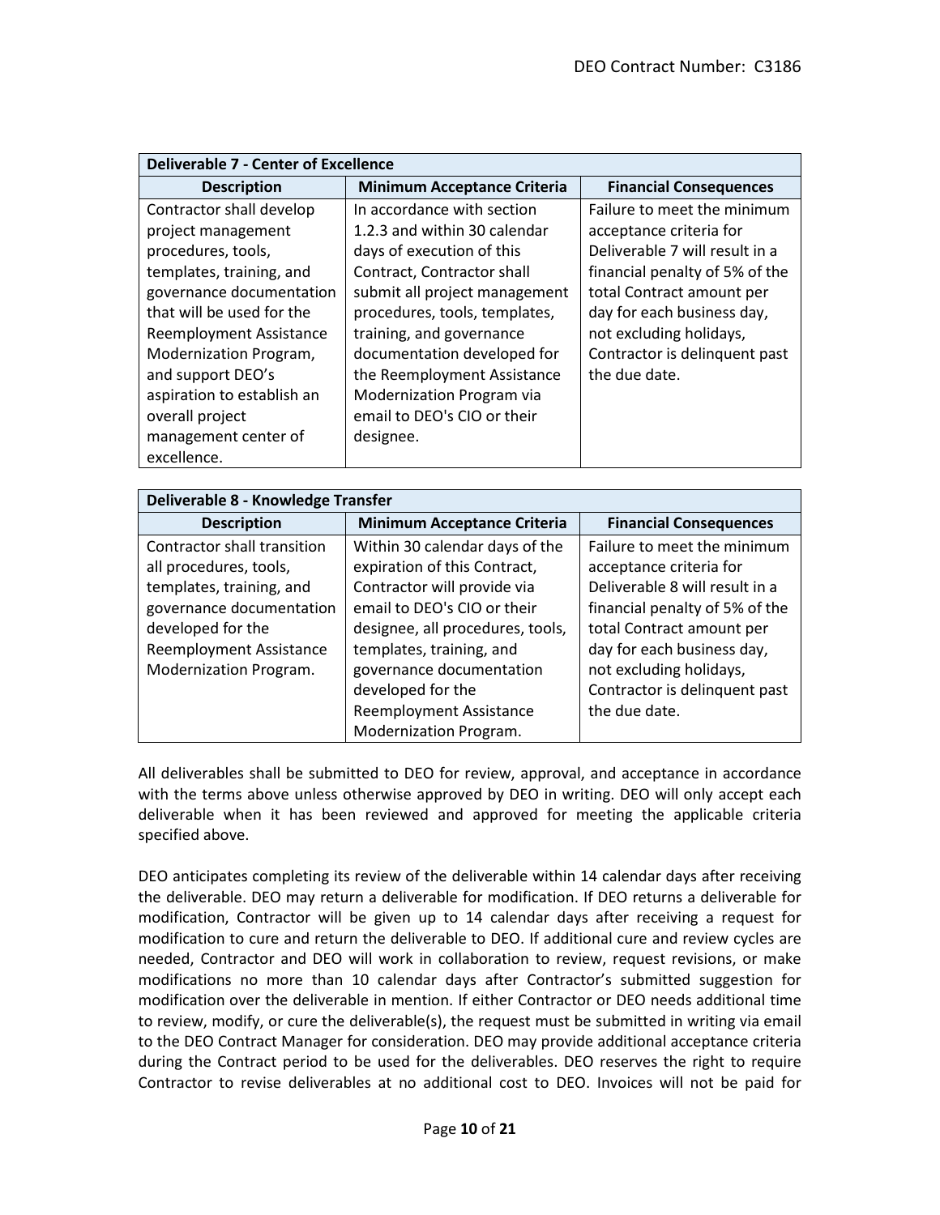| Deliverable 7 - Center of Excellence | | |
|---|---|---|
| **Description** | **Minimum Acceptance Criteria** | **Financial Consequences** |
| Contractor shall develop project management procedures, tools, templates, training, and governance documentation that will be used for the Reemployment Assistance Modernization Program, and support DEO's aspiration to establish an overall project management center of excellence. | In accordance with section 1.2.3 and within 30 calendar days of execution of this Contract, Contractor shall submit all project management procedures, tools, templates, training, and governance documentation developed for the Reemployment Assistance Modernization Program via email to DEO's CIO or their designee. | Failure to meet the minimum acceptance criteria for Deliverable 7 will result in a financial penalty of 5% of the total Contract amount per day for each business day, not excluding holidays, Contractor is delinquent past the due date. |

| Deliverable 8 - Knowledge Transfer | | |
|---|---|---|
| **Description** | **Minimum Acceptance Criteria** | **Financial Consequences** |
| Contractor shall transition all procedures, tools, templates, training, and governance documentation developed for the Reemployment Assistance Modernization Program. | Within 30 calendar days of the expiration of this Contract, Contractor will provide via email to DEO's CIO or their designee, all procedures, tools, templates, training, and governance documentation developed for the Reemployment Assistance Modernization Program. | Failure to meet the minimum acceptance criteria for Deliverable 8 will result in a financial penalty of 5% of the total Contract amount per day for each business day, not excluding holidays, Contractor is delinquent past the due date. |

All deliverables shall be submitted to DEO for review, approval, and acceptance in accordance with the terms above unless otherwise approved by DEO in writing. DEO will only accept each deliverable when it has been reviewed and approved for meeting the applicable criteria specified above.

DEO anticipates completing its review of the deliverable within 14 calendar days after receiving the deliverable. DEO may return a deliverable for modification. If DEO returns a deliverable for modification, Contractor will be given up to 14 calendar days after receiving a request for modification to cure and return the deliverable to DEO. If additional cure and review cycles are needed, Contractor and DEO will work in collaboration to review, request revisions, or make modifications no more than 10 calendar days after Contractor's submitted suggestion for modification over the deliverable in mention. If either Contractor or DEO needs additional time to review, modify, or cure the deliverable(s), the request must be submitted in writing via email to the DEO Contract Manager for consideration. DEO may provide additional acceptance criteria during the Contract period to be used for the deliverables. DEO reserves the right to require Contractor to revise deliverables at no additional cost to DEO. Invoices will not be paid for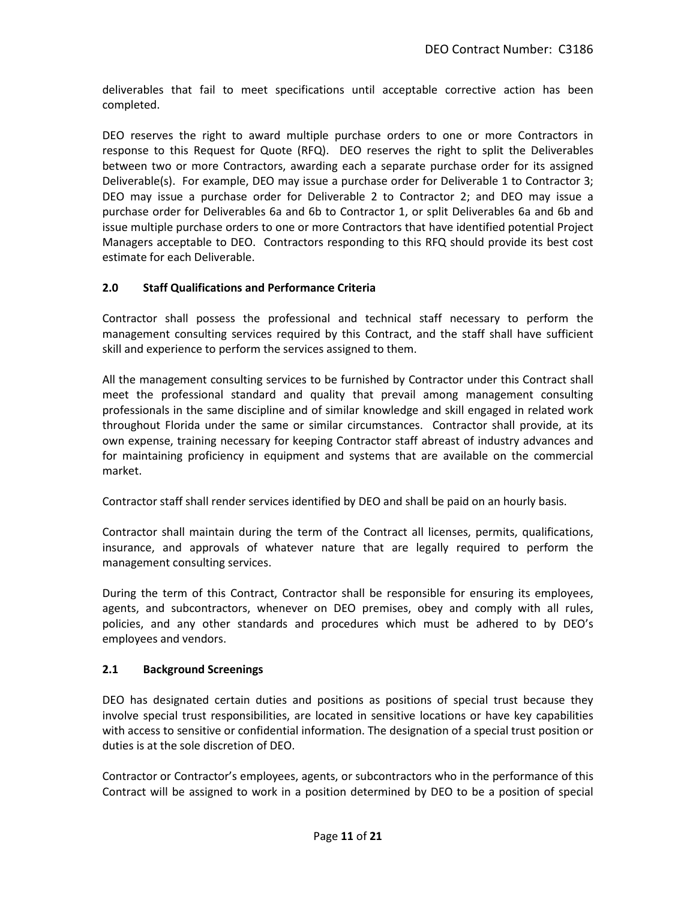deliverables that fail to meet specifications until acceptable corrective action has been completed.

DEO reserves the right to award multiple purchase orders to one or more Contractors in response to this Request for Quote (RFQ). DEO reserves the right to split the Deliverables between two or more Contractors, awarding each a separate purchase order for its assigned Deliverable(s). For example, DEO may issue a purchase order for Deliverable 1 to Contractor 3; DEO may issue a purchase order for Deliverable 2 to Contractor 2; and DEO may issue a purchase order for Deliverables 6a and 6b to Contractor 1, or split Deliverables 6a and 6b and issue multiple purchase orders to one or more Contractors that have identified potential Project Managers acceptable to DEO. Contractors responding to this RFQ should provide its best cost estimate for each Deliverable.

### 2.0 Staff Qualifications and Performance Criteria

Contractor shall possess the professional and technical staff necessary to perform the management consulting services required by this Contract, and the staff shall have sufficient skill and experience to perform the services assigned to them.

All the management consulting services to be furnished by Contractor under this Contract shall meet the professional standard and quality that prevail among management consulting professionals in the same discipline and of similar knowledge and skill engaged in related work throughout Florida under the same or similar circumstances. Contractor shall provide, at its own expense, training necessary for keeping Contractor staff abreast of industry advances and for maintaining proficiency in equipment and systems that are available on the commercial market.

Contractor staff shall render services identified by DEO and shall be paid on an hourly basis.

Contractor shall maintain during the term of the Contract all licenses, permits, qualifications, insurance, and approvals of whatever nature that are legally required to perform the management consulting services.

During the term of this Contract, Contractor shall be responsible for ensuring its employees, agents, and subcontractors, whenever on DEO premises, obey and comply with all rules, policies, and any other standards and procedures which must be adhered to by DEO's employees and vendors.

### 2.1 Background Screenings

DEO has designated certain duties and positions as positions of special trust because they involve special trust responsibilities, are located in sensitive locations or have key capabilities with access to sensitive or confidential information. The designation of a special trust position or duties is at the sole discretion of DEO.

Contractor or Contractor's employees, agents, or subcontractors who in the performance of this Contract will be assigned to work in a position determined by DEO to be a position of special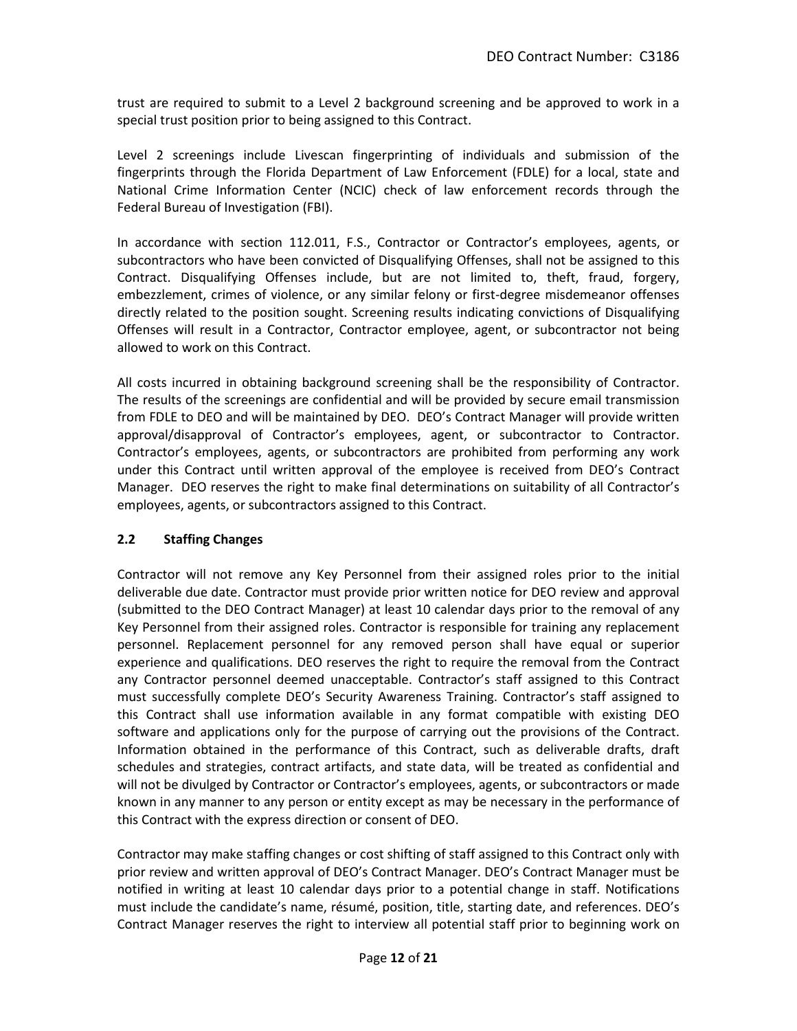trust are required to submit to a Level 2 background screening and be approved to work in a special trust position prior to being assigned to this Contract.

Level 2 screenings include Livescan fingerprinting of individuals and submission of the fingerprints through the Florida Department of Law Enforcement (FDLE) for a local, state and National Crime Information Center (NCIC) check of law enforcement records through the Federal Bureau of Investigation (FBI).

In accordance with section 112.011, F.S., Contractor or Contractor's employees, agents, or subcontractors who have been convicted of Disqualifying Offenses, shall not be assigned to this Contract. Disqualifying Offenses include, but are not limited to, theft, fraud, forgery, embezzlement, crimes of violence, or any similar felony or first-degree misdemeanor offenses directly related to the position sought. Screening results indicating convictions of Disqualifying Offenses will result in a Contractor, Contractor employee, agent, or subcontractor not being allowed to work on this Contract.

All costs incurred in obtaining background screening shall be the responsibility of Contractor. The results of the screenings are confidential and will be provided by secure email transmission from FDLE to DEO and will be maintained by DEO. DEO's Contract Manager will provide written approval/disapproval of Contractor's employees, agent, or subcontractor to Contractor. Contractor's employees, agents, or subcontractors are prohibited from performing any work under this Contract until written approval of the employee is received from DEO's Contract Manager. DEO reserves the right to make final determinations on suitability of all Contractor's employees, agents, or subcontractors assigned to this Contract.

### 2.2 Staffing Changes

Contractor will not remove any Key Personnel from their assigned roles prior to the initial deliverable due date. Contractor must provide prior written notice for DEO review and approval (submitted to the DEO Contract Manager) at least 10 calendar days prior to the removal of any Key Personnel from their assigned roles. Contractor is responsible for training any replacement personnel. Replacement personnel for any removed person shall have equal or superior experience and qualifications. DEO reserves the right to require the removal from the Contract any Contractor personnel deemed unacceptable. Contractor's staff assigned to this Contract must successfully complete DEO's Security Awareness Training. Contractor's staff assigned to this Contract shall use information available in any format compatible with existing DEO software and applications only for the purpose of carrying out the provisions of the Contract. Information obtained in the performance of this Contract, such as deliverable drafts, draft schedules and strategies, contract artifacts, and state data, will be treated as confidential and will not be divulged by Contractor or Contractor's employees, agents, or subcontractors or made known in any manner to any person or entity except as may be necessary in the performance of this Contract with the express direction or consent of DEO.

Contractor may make staffing changes or cost shifting of staff assigned to this Contract only with prior review and written approval of DEO's Contract Manager. DEO's Contract Manager must be notified in writing at least 10 calendar days prior to a potential change in staff. Notifications must include the candidate's name, résumé, position, title, starting date, and references. DEO's Contract Manager reserves the right to interview all potential staff prior to beginning work on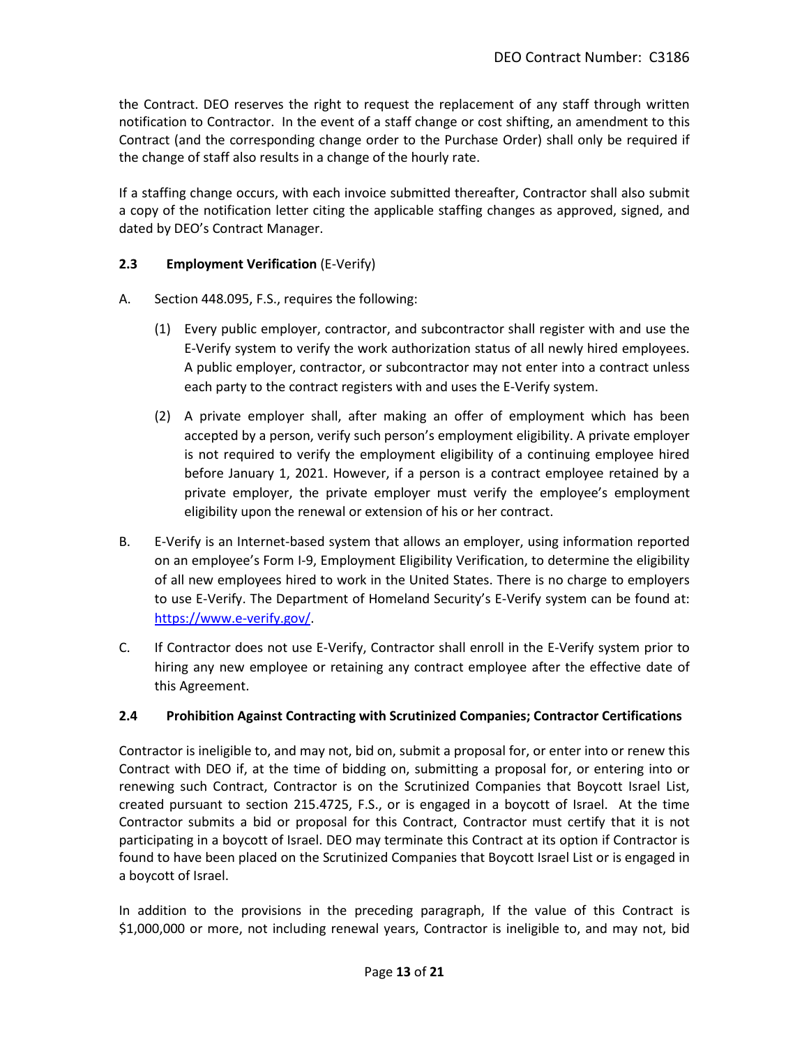the Contract. DEO reserves the right to request the replacement of any staff through written notification to Contractor. In the event of a staff change or cost shifting, an amendment to this Contract (and the corresponding change order to the Purchase Order) shall only be required if the change of staff also results in a change of the hourly rate.

If a staffing change occurs, with each invoice submitted thereafter, Contractor shall also submit a copy of the notification letter citing the applicable staffing changes as approved, signed, and dated by DEO's Contract Manager.

### 2.3 **Employment Verification** (E-Verify)

A. Section 448.095, F.S., requires the following:

   (1) Every public employer, contractor, and subcontractor shall register with and use the E-Verify system to verify the work authorization status of all newly hired employees. A public employer, contractor, or subcontractor may not enter into a contract unless each party to the contract registers with and uses the E-Verify system.

   (2) A private employer shall, after making an offer of employment which has been accepted by a person, verify such person's employment eligibility. A private employer is not required to verify the employment eligibility of a continuing employee hired before January 1, 2021. However, if a person is a contract employee retained by a private employer, the private employer must verify the employee's employment eligibility upon the renewal or extension of his or her contract.

B. E-Verify is an Internet-based system that allows an employer, using information reported on an employee's Form I-9, Employment Eligibility Verification, to determine the eligibility of all new employees hired to work in the United States. There is no charge to employers to use E-Verify. The Department of Homeland Security's E-Verify system can be found at: https://www.e-verify.gov/.

C. If Contractor does not use E-Verify, Contractor shall enroll in the E-Verify system prior to hiring any new employee or retaining any contract employee after the effective date of this Agreement.

### 2.4 Prohibition Against Contracting with Scrutinized Companies; Contractor Certifications

Contractor is ineligible to, and may not, bid on, submit a proposal for, or enter into or renew this Contract with DEO if, at the time of bidding on, submitting a proposal for, or entering into or renewing such Contract, Contractor is on the Scrutinized Companies that Boycott Israel List, created pursuant to section 215.4725, F.S., or is engaged in a boycott of Israel. At the time Contractor submits a bid or proposal for this Contract, Contractor must certify that it is not participating in a boycott of Israel. DEO may terminate this Contract at its option if Contractor is found to have been placed on the Scrutinized Companies that Boycott Israel List or is engaged in a boycott of Israel.

In addition to the provisions in the preceding paragraph, If the value of this Contract is $1,000,000 or more, not including renewal years, Contractor is ineligible to, and may not, bid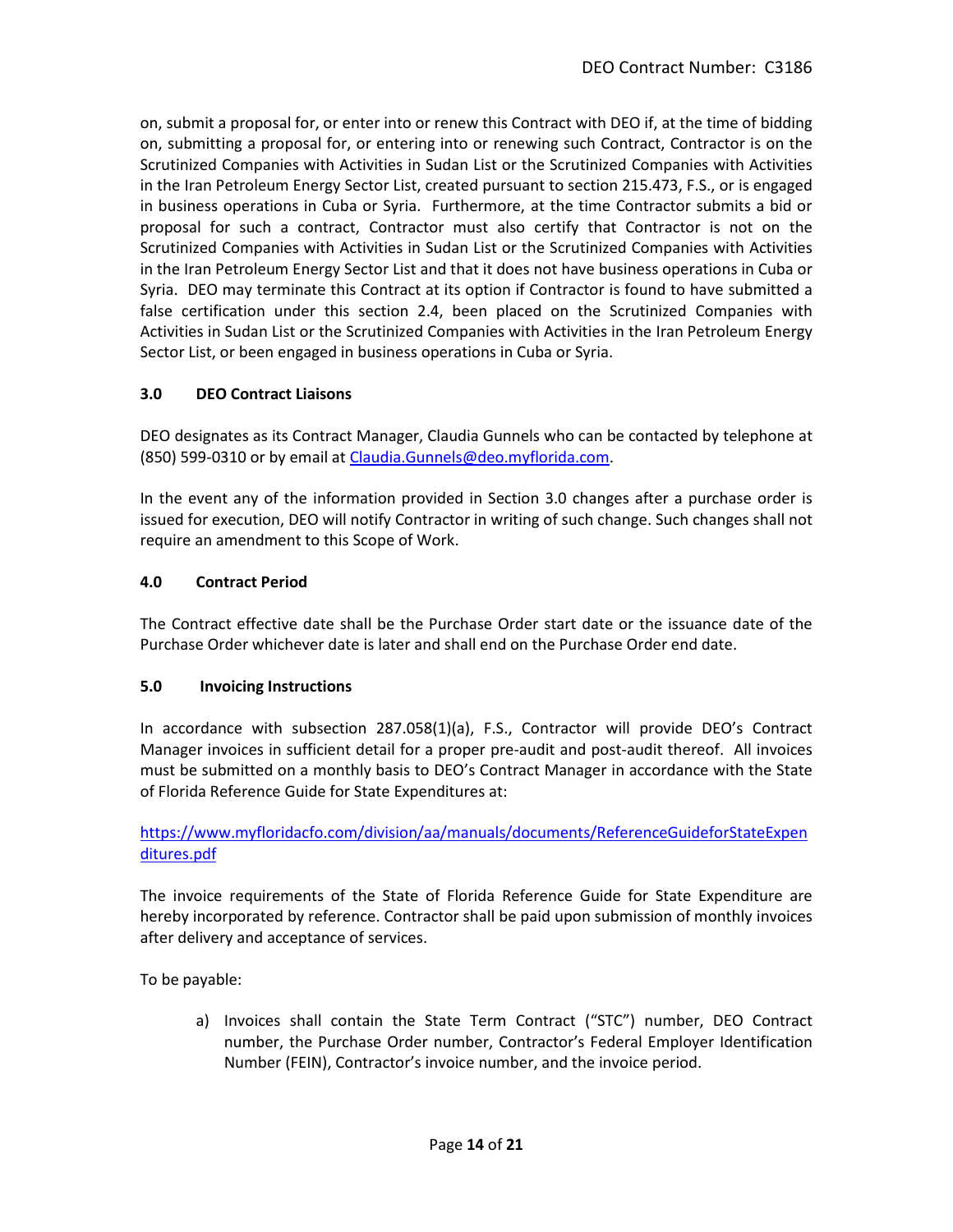on, submit a proposal for, or enter into or renew this Contract with DEO if, at the time of bidding on, submitting a proposal for, or entering into or renewing such Contract, Contractor is on the Scrutinized Companies with Activities in Sudan List or the Scrutinized Companies with Activities in the Iran Petroleum Energy Sector List, created pursuant to section 215.473, F.S., or is engaged in business operations in Cuba or Syria. Furthermore, at the time Contractor submits a bid or proposal for such a contract, Contractor must also certify that Contractor is not on the Scrutinized Companies with Activities in Sudan List or the Scrutinized Companies with Activities in the Iran Petroleum Energy Sector List and that it does not have business operations in Cuba or Syria. DEO may terminate this Contract at its option if Contractor is found to have submitted a false certification under this section 2.4, been placed on the Scrutinized Companies with Activities in Sudan List or the Scrutinized Companies with Activities in the Iran Petroleum Energy Sector List, or been engaged in business operations in Cuba or Syria.

### 3.0 DEO Contract Liaisons

DEO designates as its Contract Manager, Claudia Gunnels who can be contacted by telephone at (850) 599-0310 or by email at Claudia.Gunnels@deo.myflorida.com.

In the event any of the information provided in Section 3.0 changes after a purchase order is issued for execution, DEO will notify Contractor in writing of such change. Such changes shall not require an amendment to this Scope of Work.

### 4.0 Contract Period

The Contract effective date shall be the Purchase Order start date or the issuance date of the Purchase Order whichever date is later and shall end on the Purchase Order end date.

### 5.0 Invoicing Instructions

In accordance with subsection 287.058(1)(a), F.S., Contractor will provide DEO's Contract Manager invoices in sufficient detail for a proper pre-audit and post-audit thereof. All invoices must be submitted on a monthly basis to DEO's Contract Manager in accordance with the State of Florida Reference Guide for State Expenditures at:

https://www.myfloridacfo.com/division/aa/manuals/documents/ReferenceGuideforStateExpenditures.pdf

The invoice requirements of the State of Florida Reference Guide for State Expenditure are hereby incorporated by reference. Contractor shall be paid upon submission of monthly invoices after delivery and acceptance of services.

To be payable:

a) Invoices shall contain the State Term Contract ("STC") number, DEO Contract number, the Purchase Order number, Contractor's Federal Employer Identification Number (FEIN), Contractor's invoice number, and the invoice period.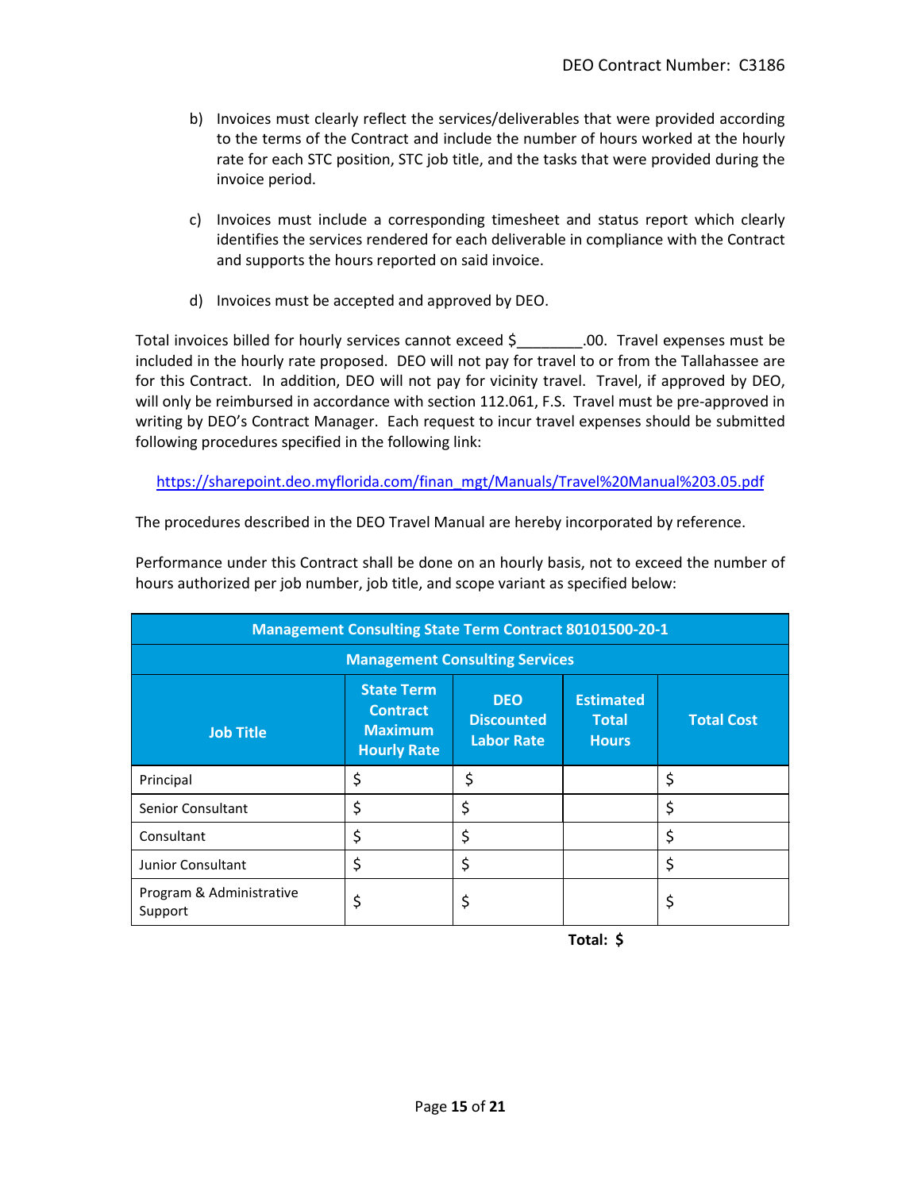b) Invoices must clearly reflect the services/deliverables that were provided according to the terms of the Contract and include the number of hours worked at the hourly rate for each STC position, STC job title, and the tasks that were provided during the invoice period.

c) Invoices must include a corresponding timesheet and status report which clearly identifies the services rendered for each deliverable in compliance with the Contract and supports the hours reported on said invoice.

d) Invoices must be accepted and approved by DEO.

Total invoices billed for hourly services cannot exceed $________.00. Travel expenses must be included in the hourly rate proposed. DEO will not pay for travel to or from the Tallahassee are for this Contract. In addition, DEO will not pay for vicinity travel. Travel, if approved by DEO, will only be reimbursed in accordance with section 112.061, F.S. Travel must be pre-approved in writing by DEO's Contract Manager. Each request to incur travel expenses should be submitted following procedures specified in the following link:

https://sharepoint.deo.myflorida.com/finan_mgt/Manuals/Travel%20Manual%203.05.pdf

The procedures described in the DEO Travel Manual are hereby incorporated by reference.

Performance under this Contract shall be done on an hourly basis, not to exceed the number of hours authorized per job number, job title, and scope variant as specified below:

| Management Consulting State Term Contract 80101500-20-1 | | | | |
|---|---|---|---|---|
| **Management Consulting Services** | | | | |
| **Job Title** | **State Term Contract Maximum Hourly Rate** | **DEO Discounted Labor Rate** | **Estimated Total Hours** | **Total Cost** |
| Principal | $ | $ | | $ |
| Senior Consultant | $ | $ | | $ |
| Consultant | $ | $ | | $ |
| Junior Consultant | $ | $ | | $ |
| Program & Administrative Support | $ | $ | | $ |
| | | | **Total:** | **$** |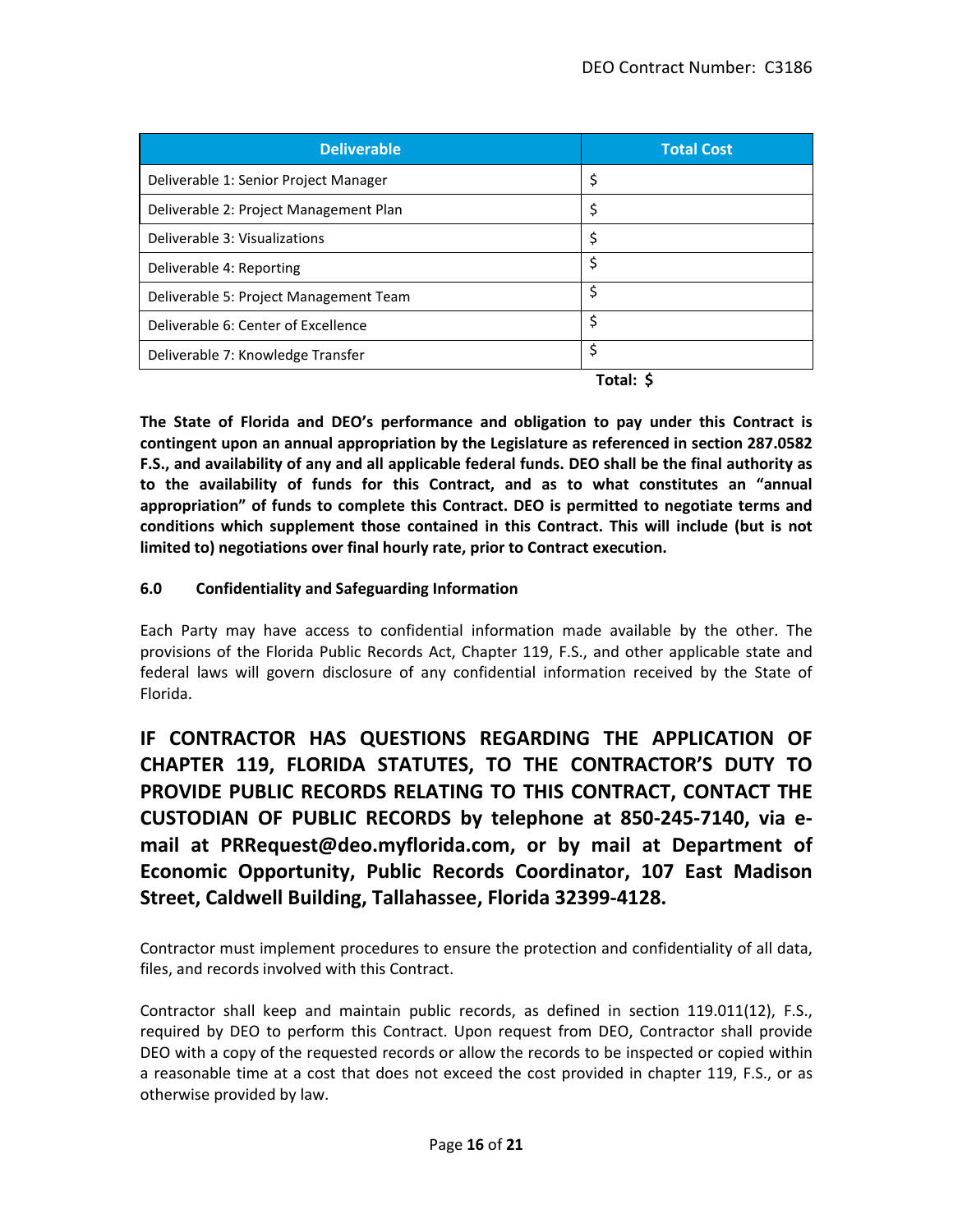| Deliverable | Total Cost |
| --- | --- |
| Deliverable 1: Senior Project Manager | $ |
| Deliverable 2: Project Management Plan | $ |
| Deliverable 3: Visualizations | $ |
| Deliverable 4: Reporting | $ |
| Deliverable 5: Project Management Team | $ |
| Deliverable 6: Center of Excellence | $ |
| Deliverable 7: Knowledge Transfer | $ |
| | **Total: $** |

**The State of Florida and DEO's performance and obligation to pay under this Contract is contingent upon an annual appropriation by the Legislature as referenced in section 287.0582 F.S., and availability of any and all applicable federal funds. DEO shall be the final authority as to the availability of funds for this Contract, and as to what constitutes an "annual appropriation" of funds to complete this Contract. DEO is permitted to negotiate terms and conditions which supplement those contained in this Contract. This will include (but is not limited to) negotiations over final hourly rate, prior to Contract execution.**

### 6.0 Confidentiality and Safeguarding Information

Each Party may have access to confidential information made available by the other. The provisions of the Florida Public Records Act, Chapter 119, F.S., and other applicable state and federal laws will govern disclosure of any confidential information received by the State of Florida.

**IF CONTRACTOR HAS QUESTIONS REGARDING THE APPLICATION OF CHAPTER 119, FLORIDA STATUTES, TO THE CONTRACTOR'S DUTY TO PROVIDE PUBLIC RECORDS RELATING TO THIS CONTRACT, CONTACT THE CUSTODIAN OF PUBLIC RECORDS by telephone at 850-245-7140, via e-mail at PRRequest@deo.myflorida.com, or by mail at Department of Economic Opportunity, Public Records Coordinator, 107 East Madison Street, Caldwell Building, Tallahassee, Florida 32399-4128.**

Contractor must implement procedures to ensure the protection and confidentiality of all data, files, and records involved with this Contract.

Contractor shall keep and maintain public records, as defined in section 119.011(12), F.S., required by DEO to perform this Contract. Upon request from DEO, Contractor shall provide DEO with a copy of the requested records or allow the records to be inspected or copied within a reasonable time at a cost that does not exceed the cost provided in chapter 119, F.S., or as otherwise provided by law.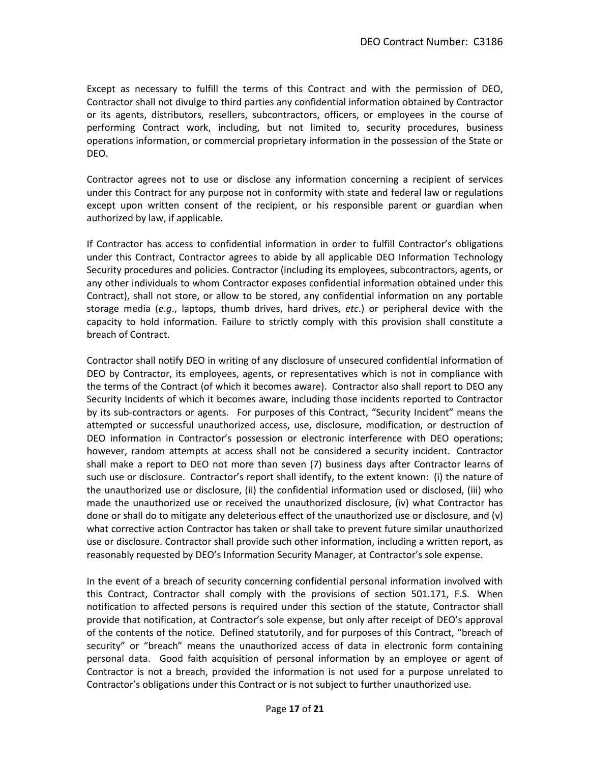Except as necessary to fulfill the terms of this Contract and with the permission of DEO, Contractor shall not divulge to third parties any confidential information obtained by Contractor or its agents, distributors, resellers, subcontractors, officers, or employees in the course of performing Contract work, including, but not limited to, security procedures, business operations information, or commercial proprietary information in the possession of the State or DEO.

Contractor agrees not to use or disclose any information concerning a recipient of services under this Contract for any purpose not in conformity with state and federal law or regulations except upon written consent of the recipient, or his responsible parent or guardian when authorized by law, if applicable.

If Contractor has access to confidential information in order to fulfill Contractor's obligations under this Contract, Contractor agrees to abide by all applicable DEO Information Technology Security procedures and policies. Contractor (including its employees, subcontractors, agents, or any other individuals to whom Contractor exposes confidential information obtained under this Contract), shall not store, or allow to be stored, any confidential information on any portable storage media (*e.g*., laptops, thumb drives, hard drives, *etc*.) or peripheral device with the capacity to hold information. Failure to strictly comply with this provision shall constitute a breach of Contract.

Contractor shall notify DEO in writing of any disclosure of unsecured confidential information of DEO by Contractor, its employees, agents, or representatives which is not in compliance with the terms of the Contract (of which it becomes aware). Contractor also shall report to DEO any Security Incidents of which it becomes aware, including those incidents reported to Contractor by its sub-contractors or agents. For purposes of this Contract, "Security Incident" means the attempted or successful unauthorized access, use, disclosure, modification, or destruction of DEO information in Contractor's possession or electronic interference with DEO operations; however, random attempts at access shall not be considered a security incident. Contractor shall make a report to DEO not more than seven (7) business days after Contractor learns of such use or disclosure. Contractor's report shall identify, to the extent known: (i) the nature of the unauthorized use or disclosure, (ii) the confidential information used or disclosed, (iii) who made the unauthorized use or received the unauthorized disclosure, (iv) what Contractor has done or shall do to mitigate any deleterious effect of the unauthorized use or disclosure, and (v) what corrective action Contractor has taken or shall take to prevent future similar unauthorized use or disclosure. Contractor shall provide such other information, including a written report, as reasonably requested by DEO's Information Security Manager, at Contractor's sole expense.

In the event of a breach of security concerning confidential personal information involved with this Contract, Contractor shall comply with the provisions of section 501.171, F.S. When notification to affected persons is required under this section of the statute, Contractor shall provide that notification, at Contractor's sole expense, but only after receipt of DEO's approval of the contents of the notice. Defined statutorily, and for purposes of this Contract, "breach of security" or "breach" means the unauthorized access of data in electronic form containing personal data. Good faith acquisition of personal information by an employee or agent of Contractor is not a breach, provided the information is not used for a purpose unrelated to Contractor's obligations under this Contract or is not subject to further unauthorized use.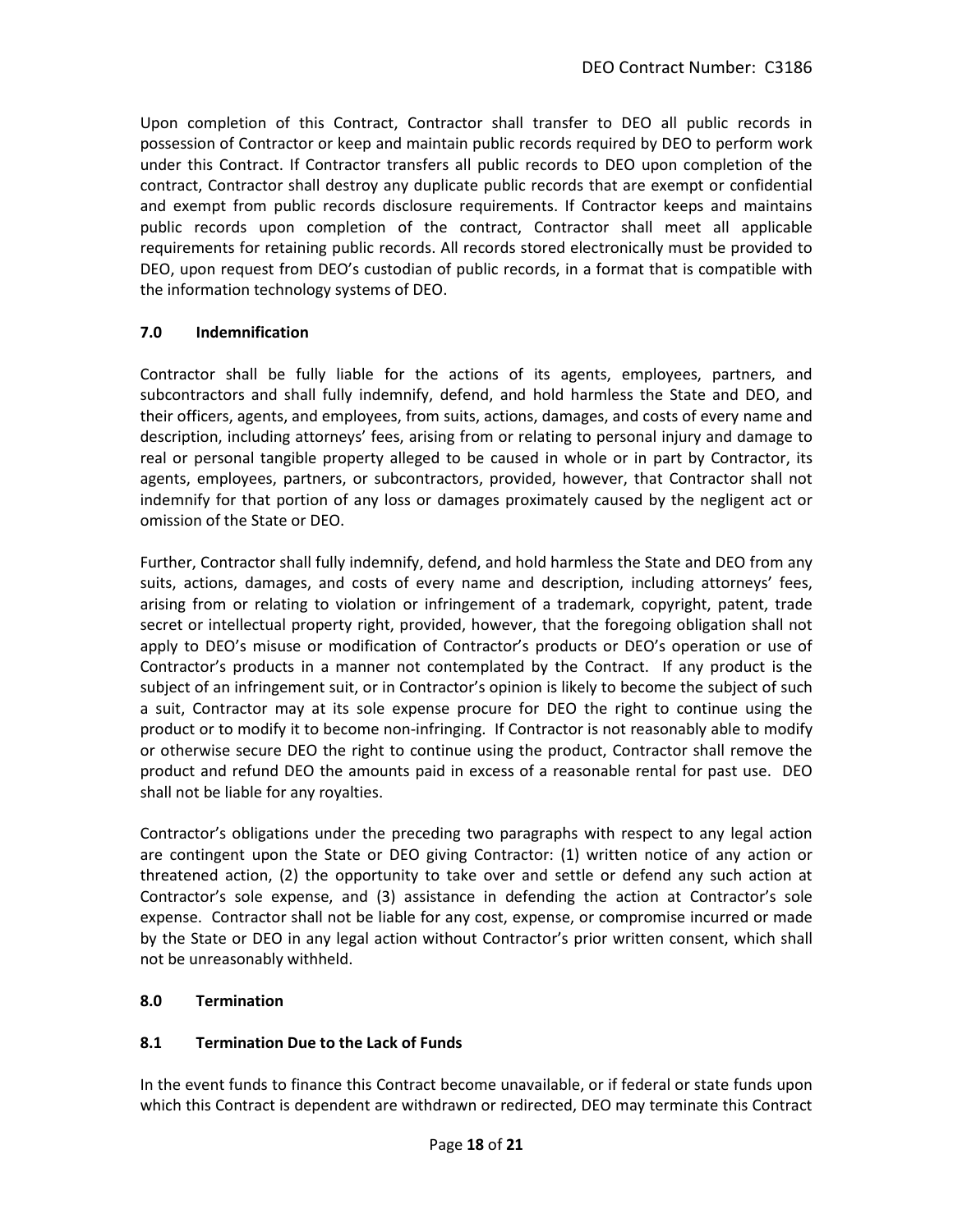Upon completion of this Contract, Contractor shall transfer to DEO all public records in possession of Contractor or keep and maintain public records required by DEO to perform work under this Contract. If Contractor transfers all public records to DEO upon completion of the contract, Contractor shall destroy any duplicate public records that are exempt or confidential and exempt from public records disclosure requirements. If Contractor keeps and maintains public records upon completion of the contract, Contractor shall meet all applicable requirements for retaining public records. All records stored electronically must be provided to DEO, upon request from DEO's custodian of public records, in a format that is compatible with the information technology systems of DEO.

## 7.0 Indemnification

Contractor shall be fully liable for the actions of its agents, employees, partners, and subcontractors and shall fully indemnify, defend, and hold harmless the State and DEO, and their officers, agents, and employees, from suits, actions, damages, and costs of every name and description, including attorneys' fees, arising from or relating to personal injury and damage to real or personal tangible property alleged to be caused in whole or in part by Contractor, its agents, employees, partners, or subcontractors, provided, however, that Contractor shall not indemnify for that portion of any loss or damages proximately caused by the negligent act or omission of the State or DEO.

Further, Contractor shall fully indemnify, defend, and hold harmless the State and DEO from any suits, actions, damages, and costs of every name and description, including attorneys' fees, arising from or relating to violation or infringement of a trademark, copyright, patent, trade secret or intellectual property right, provided, however, that the foregoing obligation shall not apply to DEO's misuse or modification of Contractor's products or DEO's operation or use of Contractor's products in a manner not contemplated by the Contract. If any product is the subject of an infringement suit, or in Contractor's opinion is likely to become the subject of such a suit, Contractor may at its sole expense procure for DEO the right to continue using the product or to modify it to become non-infringing. If Contractor is not reasonably able to modify or otherwise secure DEO the right to continue using the product, Contractor shall remove the product and refund DEO the amounts paid in excess of a reasonable rental for past use. DEO shall not be liable for any royalties.

Contractor's obligations under the preceding two paragraphs with respect to any legal action are contingent upon the State or DEO giving Contractor: (1) written notice of any action or threatened action, (2) the opportunity to take over and settle or defend any such action at Contractor's sole expense, and (3) assistance in defending the action at Contractor's sole expense. Contractor shall not be liable for any cost, expense, or compromise incurred or made by the State or DEO in any legal action without Contractor's prior written consent, which shall not be unreasonably withheld.

## 8.0 Termination

### 8.1 Termination Due to the Lack of Funds

In the event funds to finance this Contract become unavailable, or if federal or state funds upon which this Contract is dependent are withdrawn or redirected, DEO may terminate this Contract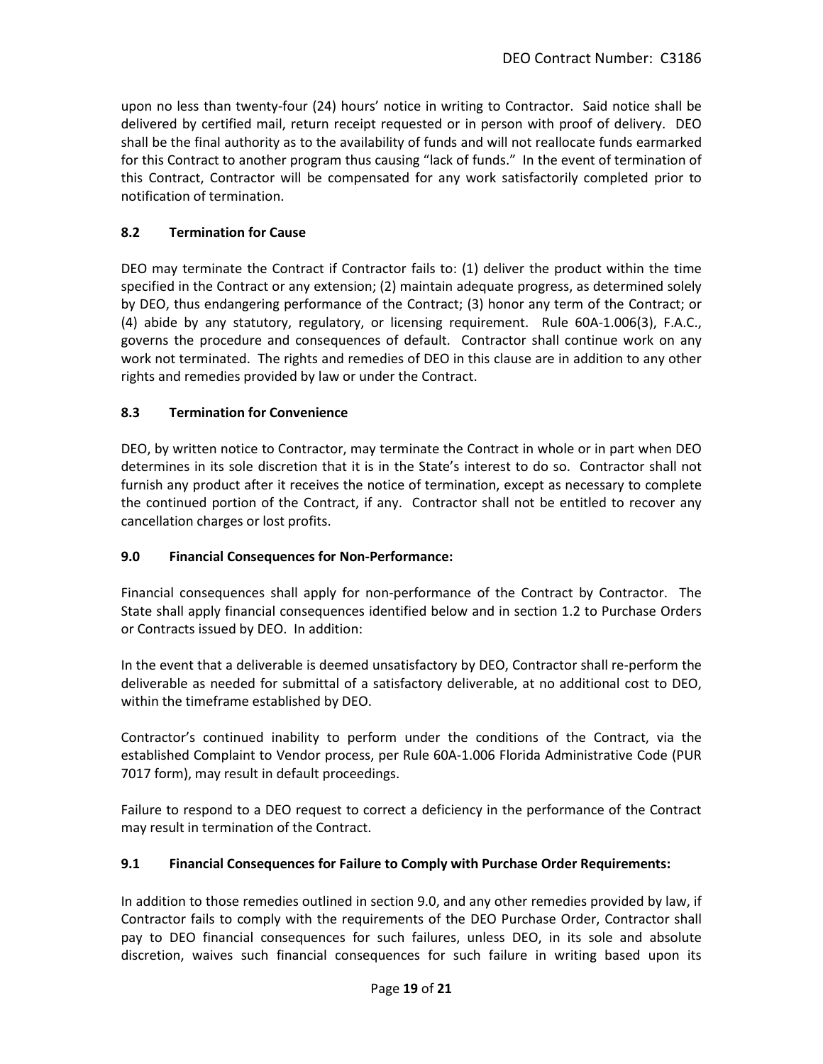upon no less than twenty-four (24) hours' notice in writing to Contractor. Said notice shall be delivered by certified mail, return receipt requested or in person with proof of delivery. DEO shall be the final authority as to the availability of funds and will not reallocate funds earmarked for this Contract to another program thus causing "lack of funds." In the event of termination of this Contract, Contractor will be compensated for any work satisfactorily completed prior to notification of termination.

### 8.2 Termination for Cause

DEO may terminate the Contract if Contractor fails to: (1) deliver the product within the time specified in the Contract or any extension; (2) maintain adequate progress, as determined solely by DEO, thus endangering performance of the Contract; (3) honor any term of the Contract; or (4) abide by any statutory, regulatory, or licensing requirement. Rule 60A-1.006(3), F.A.C., governs the procedure and consequences of default. Contractor shall continue work on any work not terminated. The rights and remedies of DEO in this clause are in addition to any other rights and remedies provided by law or under the Contract.

### 8.3 Termination for Convenience

DEO, by written notice to Contractor, may terminate the Contract in whole or in part when DEO determines in its sole discretion that it is in the State's interest to do so. Contractor shall not furnish any product after it receives the notice of termination, except as necessary to complete the continued portion of the Contract, if any. Contractor shall not be entitled to recover any cancellation charges or lost profits.

### 9.0 Financial Consequences for Non-Performance:

Financial consequences shall apply for non-performance of the Contract by Contractor. The State shall apply financial consequences identified below and in section 1.2 to Purchase Orders or Contracts issued by DEO. In addition:

In the event that a deliverable is deemed unsatisfactory by DEO, Contractor shall re-perform the deliverable as needed for submittal of a satisfactory deliverable, at no additional cost to DEO, within the timeframe established by DEO.

Contractor's continued inability to perform under the conditions of the Contract, via the established Complaint to Vendor process, per Rule 60A-1.006 Florida Administrative Code (PUR 7017 form), may result in default proceedings.

Failure to respond to a DEO request to correct a deficiency in the performance of the Contract may result in termination of the Contract.

### 9.1 Financial Consequences for Failure to Comply with Purchase Order Requirements:

In addition to those remedies outlined in section 9.0, and any other remedies provided by law, if Contractor fails to comply with the requirements of the DEO Purchase Order, Contractor shall pay to DEO financial consequences for such failures, unless DEO, in its sole and absolute discretion, waives such financial consequences for such failure in writing based upon its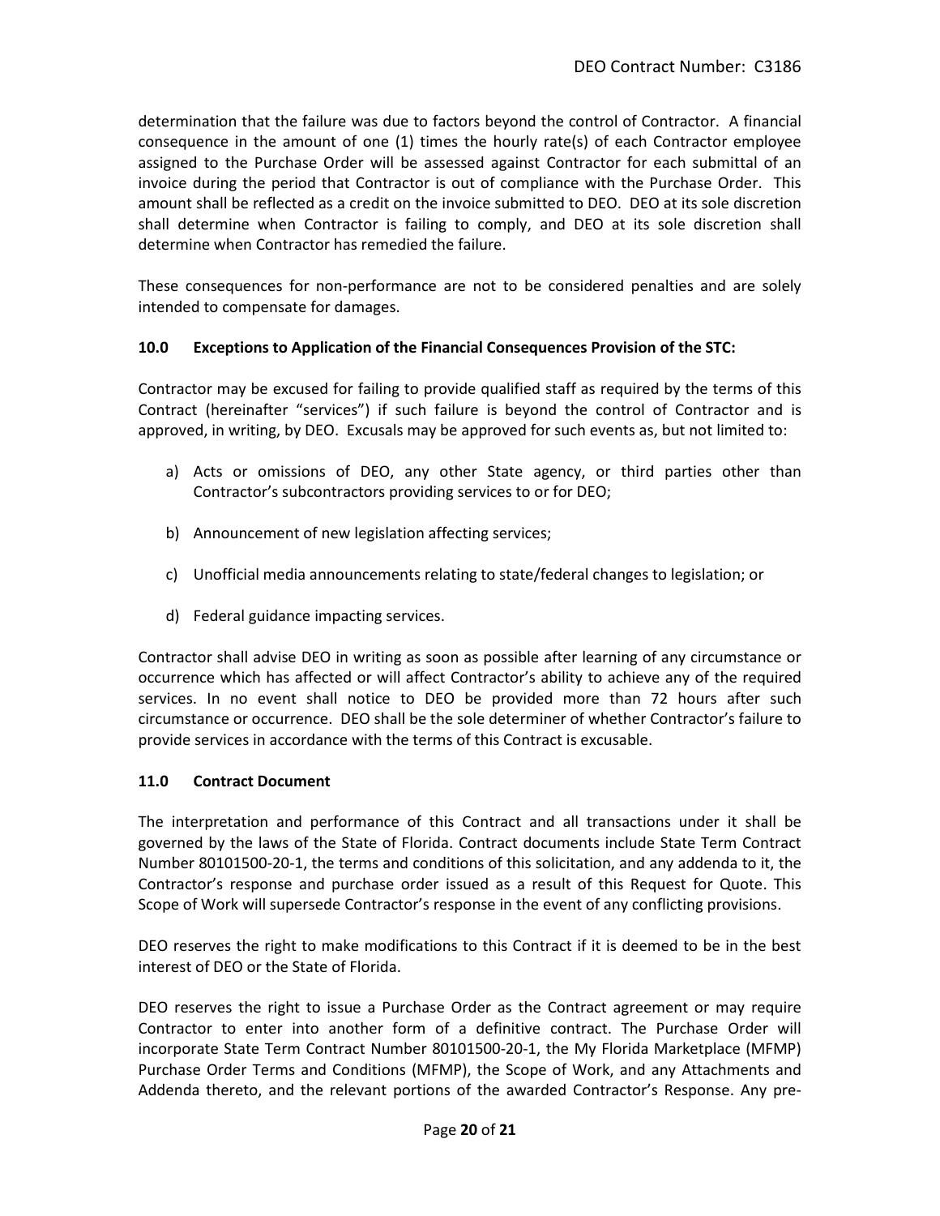determination that the failure was due to factors beyond the control of Contractor. A financial consequence in the amount of one (1) times the hourly rate(s) of each Contractor employee assigned to the Purchase Order will be assessed against Contractor for each submittal of an invoice during the period that Contractor is out of compliance with the Purchase Order. This amount shall be reflected as a credit on the invoice submitted to DEO. DEO at its sole discretion shall determine when Contractor is failing to comply, and DEO at its sole discretion shall determine when Contractor has remedied the failure.

These consequences for non-performance are not to be considered penalties and are solely intended to compensate for damages.

**10.0 Exceptions to Application of the Financial Consequences Provision of the STC:**

Contractor may be excused for failing to provide qualified staff as required by the terms of this Contract (hereinafter "services") if such failure is beyond the control of Contractor and is approved, in writing, by DEO. Excusals may be approved for such events as, but not limited to:

a) Acts or omissions of DEO, any other State agency, or third parties other than Contractor's subcontractors providing services to or for DEO;

b) Announcement of new legislation affecting services;

c) Unofficial media announcements relating to state/federal changes to legislation; or

d) Federal guidance impacting services.

Contractor shall advise DEO in writing as soon as possible after learning of any circumstance or occurrence which has affected or will affect Contractor's ability to achieve any of the required services. In no event shall notice to DEO be provided more than 72 hours after such circumstance or occurrence. DEO shall be the sole determiner of whether Contractor's failure to provide services in accordance with the terms of this Contract is excusable.

**11.0 Contract Document**

The interpretation and performance of this Contract and all transactions under it shall be governed by the laws of the State of Florida. Contract documents include State Term Contract Number 80101500-20-1, the terms and conditions of this solicitation, and any addenda to it, the Contractor's response and purchase order issued as a result of this Request for Quote. This Scope of Work will supersede Contractor's response in the event of any conflicting provisions.

DEO reserves the right to make modifications to this Contract if it is deemed to be in the best interest of DEO or the State of Florida.

DEO reserves the right to issue a Purchase Order as the Contract agreement or may require Contractor to enter into another form of a definitive contract. The Purchase Order will incorporate State Term Contract Number 80101500-20-1, the My Florida Marketplace (MFMP) Purchase Order Terms and Conditions (MFMP), the Scope of Work, and any Attachments and Addenda thereto, and the relevant portions of the awarded Contractor's Response. Any pre-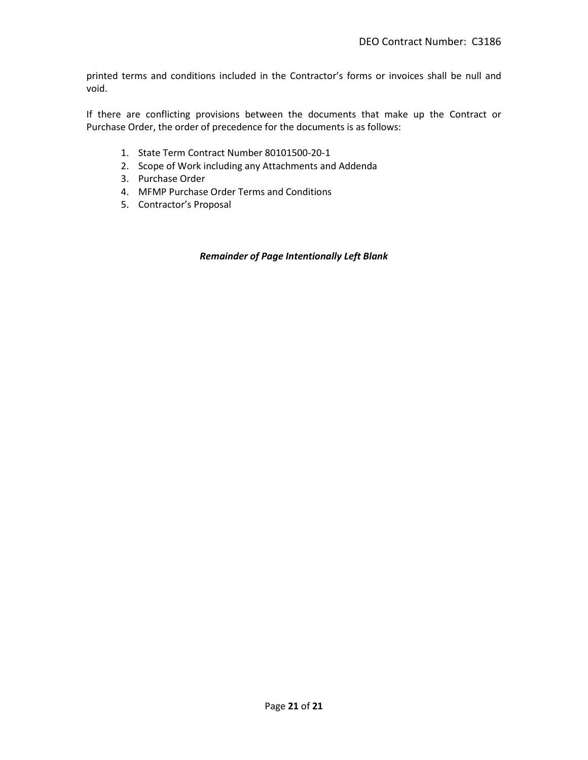printed terms and conditions included in the Contractor's forms or invoices shall be null and void.

If there are conflicting provisions between the documents that make up the Contract or Purchase Order, the order of precedence for the documents is as follows:

1. State Term Contract Number 80101500-20-1
2. Scope of Work including any Attachments and Addenda
3. Purchase Order
4. MFMP Purchase Order Terms and Conditions
5. Contractor's Proposal

***Remainder of Page Intentionally Left Blank***